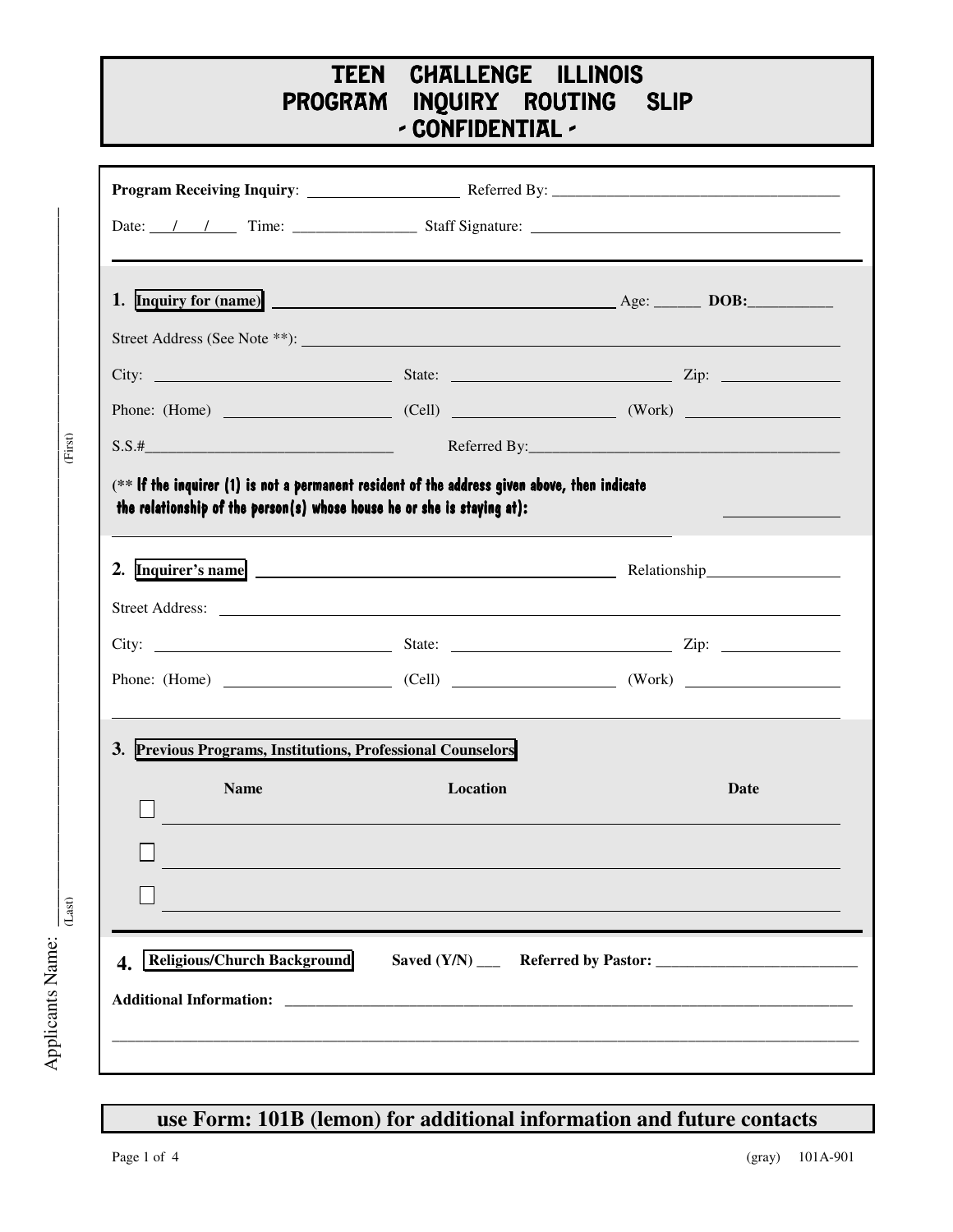# TEEN CHALLENGE ILLINOIS
## PROGRAM INQUIRY ROUTING SLIP
### - CONFIDENTIAL -

**Program Receiving Inquiry**: ____________________ Referred By: ________________________________________

Date: ___/___/___ Time: ________________ Staff Signature: ________________________________________

---

**1. Inquiry for (name)** ____________________________________________ Age: ______ **DOB:**___________

Street Address (See Note **): ____________________________________________________________

City: ______________________________ State: ____________________________ Zip: ________________

Phone: (Home) _____________________ (Cell) _____________________ (Work) _____________________

S.S.#________________________________ Referred By:__________________________________________

(** **If the inquirer (1) is not a permanent resident of the address given above, then indicate the relationship of the person(s) whose house he or she is staying at):** _______________

______________________________________________________________________

**2. Inquirer's name** ____________________________________________ Relationship_________________

Street Address: ____________________________________________________________

City: ______________________________ State: ____________________________ Zip: ________________

Phone: (Home) _____________________ (Cell) _____________________ (Work) _____________________

**3. Previous Programs, Institutions, Professional Counselors**

| | Name | Location | Date |
|---|---|---|---|
| ☐ | | | |
| ☐ | | | |
| ☐ | | | |

**4. Religious/Church Background** **Saved (Y/N)** ___ **Referred by Pastor:** ___________________________

**Additional Information:** ______________________________________________________________________

______________________________________________________________________________________________

Applicants Name: ________________________ (Last) ________________________ (First)

**use Form: 101B (lemon) for additional information and future contacts**

(gray) 101A-901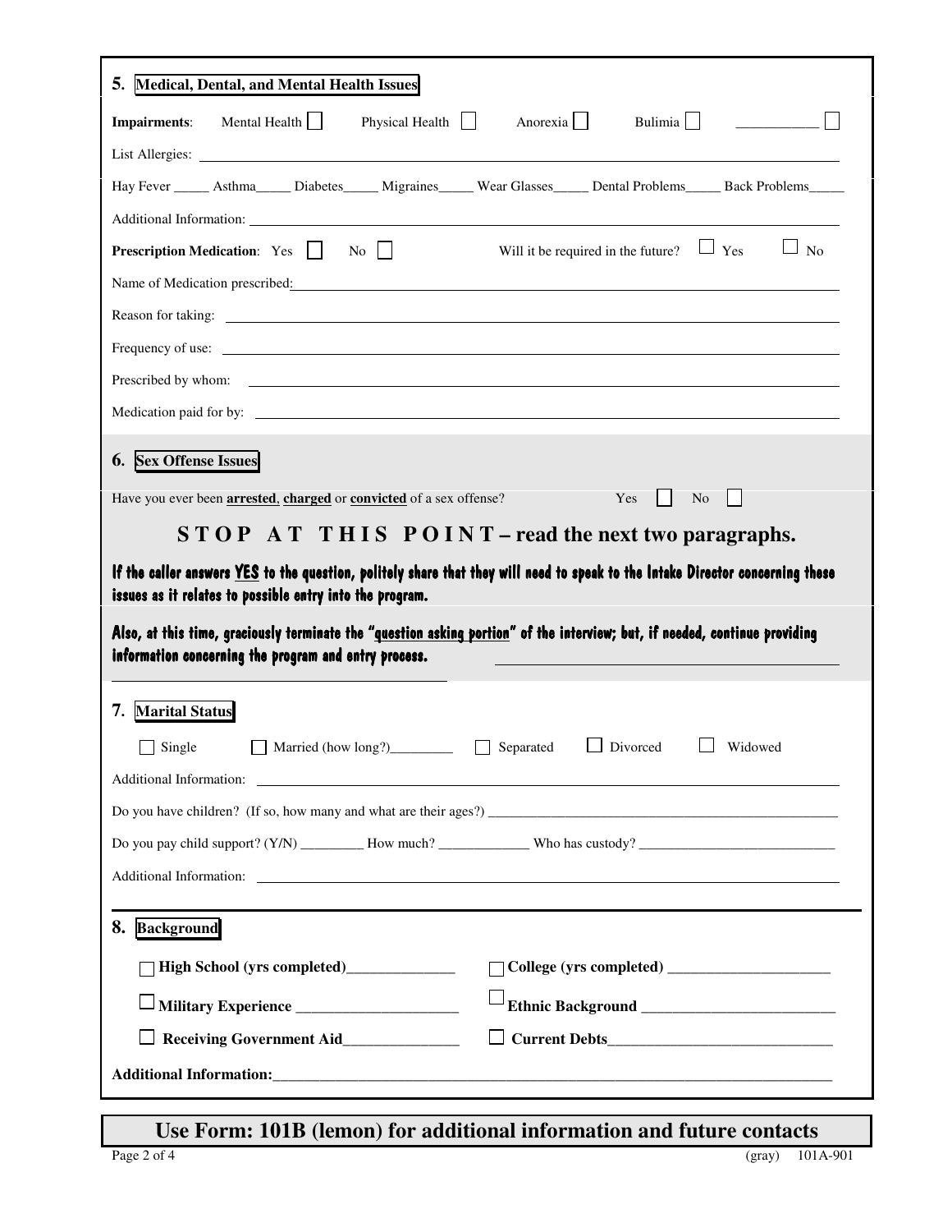## 5. Medical, Dental, and Mental Health Issues

**Impairments**: Mental Health ☐ Physical Health ☐ Anorexia ☐ Bulimia ☐ ___________ ☐

List Allergies: ____________________________________________

Hay Fever _____ Asthma_____ Diabetes_____ Migraines_____ Wear Glasses_____ Dental Problems_____ Back Problems_____

Additional Information: ____________________________________________

**Prescription Medication**: Yes ☐ No ☐ Will it be required in the future? ☐ Yes ☐ No

Name of Medication prescribed: ____________________________________________

Reason for taking: ____________________________________________

Frequency of use: ____________________________________________

Prescribed by whom: ____________________________________________

Medication paid for by: ____________________________________________

## 6. Sex Offense Issues

Have you ever been **arrested**, **charged** or **convicted** of a sex offense? Yes ☐ No ☐

### STOP AT THIS POINT – read the next two paragraphs.

**If the caller answers YES to the question, politely share that they will need to speak to the Intake Director concerning these issues as it relates to possible entry into the program.**

**Also, at this time, graciously terminate the "question asking portion" of the interview; but, if needed, continue providing information concerning the program and entry process.**

## 7. Marital Status

☐ Single ☐ Married (how long?)_________ ☐ Separated ☐ Divorced ☐ Widowed

Additional Information: ____________________________________________

Do you have children? (If so, how many and what are their ages?) ____________________________________________

Do you pay child support? (Y/N) _________ How much? _____________ Who has custody? ____________________________

Additional Information: ____________________________________________

## 8. Background

☐ **High School (yrs completed)**______________ ☐ **College (yrs completed)** _____________________

☐ **Military Experience** _____________________ ☐ **Ethnic Background** _________________________

☐ **Receiving Government Aid**_______________ ☐ **Current Debts**_____________________________

**Additional Information:**____________________________________________

**Use Form: 101B (lemon) for additional information and future contacts**

(gray) 101A-901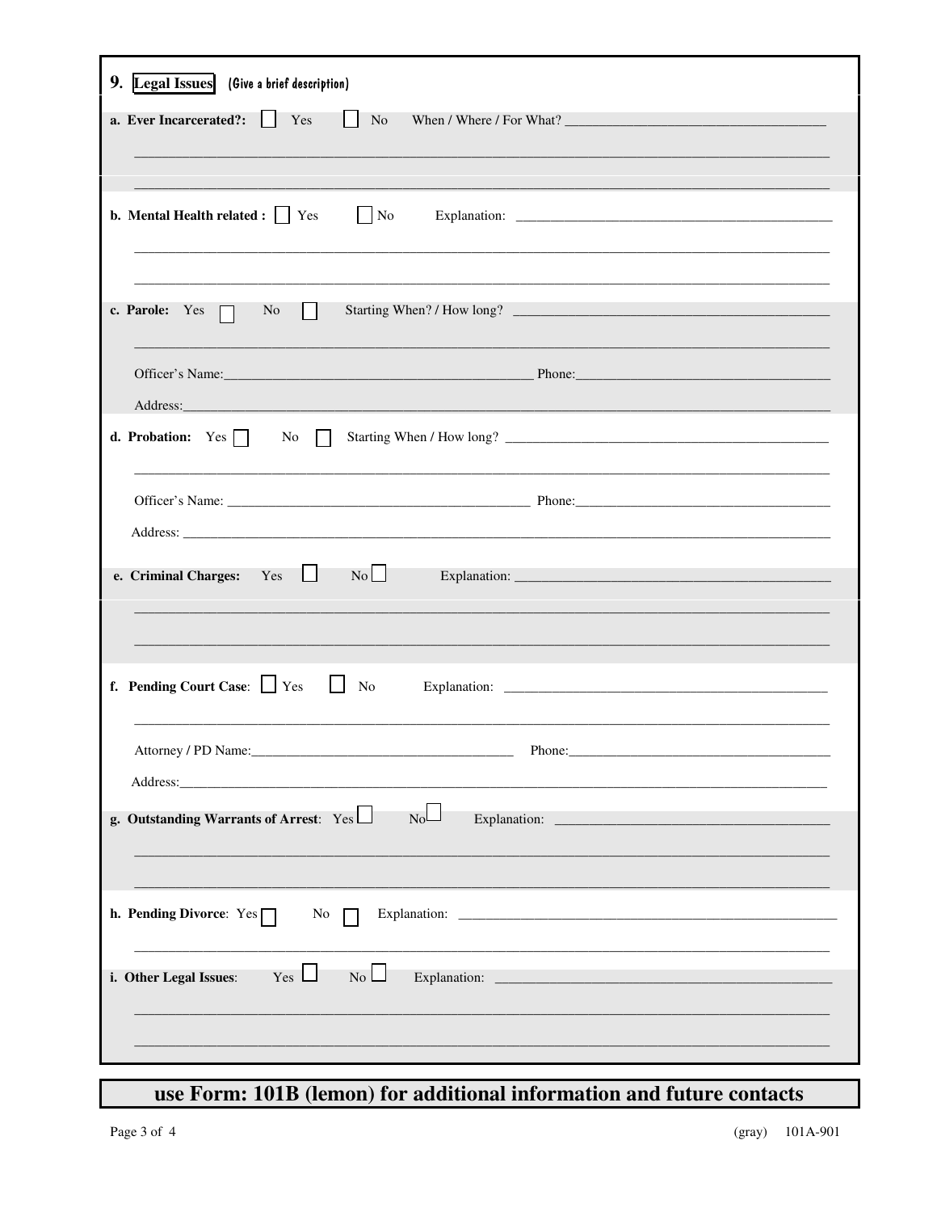## 9. Legal Issues (Give a brief description)

**a. Ever Incarcerated?:** ☐ Yes ☐ No When / Where / For What? ______________________________

______________________________________________________________________________

______________________________________________________________________________

**b. Mental Health related :** ☐ Yes ☐ No Explanation: ______________________________

______________________________________________________________________________

______________________________________________________________________________

**c. Parole:** Yes ☐ No ☐ Starting When? / How long? ______________________________

______________________________________________________________________________

Officer's Name: ______________________________ Phone: ______________________________

Address: ______________________________________________________________________

**d. Probation:** Yes ☐ No ☐ Starting When / How long? ______________________________

______________________________________________________________________________

Officer's Name: ______________________________ Phone: ______________________________

Address: ______________________________________________________________________

**e. Criminal Charges:** Yes ☐ No ☐ Explanation: ______________________________

______________________________________________________________________________

______________________________________________________________________________

**f. Pending Court Case**: ☐ Yes ☐ No Explanation: ______________________________

______________________________________________________________________________

Attorney / PD Name: ______________________________ Phone: ______________________________

Address: ______________________________________________________________________

**g. Outstanding Warrants of Arrest**: Yes ☐ No ☐ Explanation: ______________________________

______________________________________________________________________________

______________________________________________________________________________

**h. Pending Divorce**: Yes ☐ No ☐ Explanation: ______________________________

______________________________________________________________________________

**i. Other Legal Issues**: Yes ☐ No ☐ Explanation: ______________________________

______________________________________________________________________________

______________________________________________________________________________

## use Form: 101B (lemon) for additional information and future contacts

(gray) 101A-901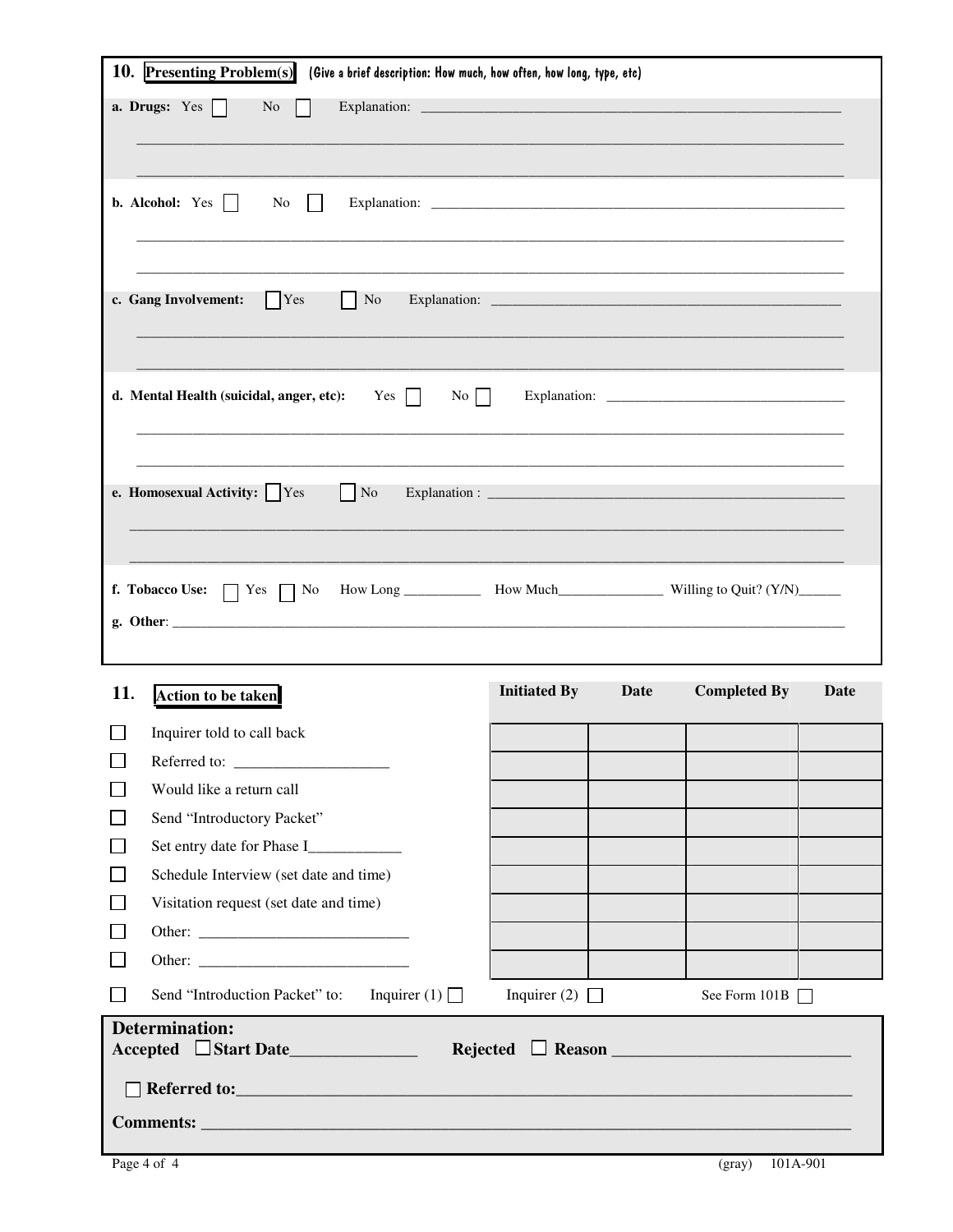## 10. Presenting Problem(s) (Give a brief description: How much, how often, how long, type, etc)

**a. Drugs:** Yes ☐ No ☐ Explanation: ______________________________________________

______________________________________________

______________________________________________

**b. Alcohol:** Yes ☐ No ☐ Explanation: ______________________________________________

______________________________________________

______________________________________________

**c. Gang Involvement:** ☐ Yes ☐ No Explanation: ______________________________________________

______________________________________________

______________________________________________

**d. Mental Health (suicidal, anger, etc):** Yes ☐ No ☐ Explanation: ______________________________

______________________________________________

______________________________________________

**e. Homosexual Activity:** ☐ Yes ☐ No Explanation : ______________________________________________

______________________________________________

______________________________________________

**f. Tobacco Use:** ☐ Yes ☐ No How Long __________ How Much______________ Willing to Quit? (Y/N)______

**g. Other**: ______________________________________________

## 11. Action to be taken

| Action to be taken | Initiated By | Date | Completed By | Date |
|---|---|---|---|---|
| ☐ Inquirer told to call back | | | | |
| ☐ Referred to: ___________________ | | | | |
| ☐ Would like a return call | | | | |
| ☐ Send "Introductory Packet" | | | | |
| ☐ Set entry date for Phase I___________ | | | | |
| ☐ Schedule Interview (set date and time) | | | | |
| ☐ Visitation request (set date and time) | | | | |
| ☐ Other: __________________________ | | | | |
| ☐ Other: __________________________ | | | | |

☐ Send "Introduction Packet" to: Inquirer (1) ☐ Inquirer (2) ☐ See Form 101B ☐

**Determination:**

**Accepted** ☐ **Start Date**______________ **Rejected** ☐ **Reason** ___________________________

☐ **Referred to:**______________________________________________

**Comments:** ______________________________________________

(gray) 101A-901